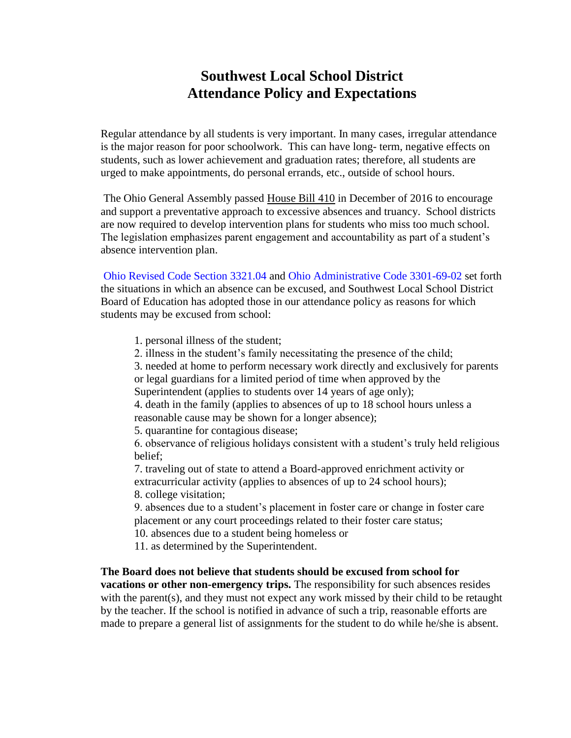# Southwest Local School District
# Attendance Policy and Expectations

Regular attendance by all students is very important. In many cases, irregular attendance is the major reason for poor schoolwork. This can have long- term, negative effects on students, such as lower achievement and graduation rates; therefore, all students are urged to make appointments, do personal errands, etc., outside of school hours.

The Ohio General Assembly passed House Bill 410 in December of 2016 to encourage and support a preventative approach to excessive absences and truancy. School districts are now required to develop intervention plans for students who miss too much school. The legislation emphasizes parent engagement and accountability as part of a student's absence intervention plan.

Ohio Revised Code Section 3321.04 and Ohio Administrative Code 3301-69-02 set forth the situations in which an absence can be excused, and Southwest Local School District Board of Education has adopted those in our attendance policy as reasons for which students may be excused from school:

1. personal illness of the student;
2. illness in the student's family necessitating the presence of the child;
3. needed at home to perform necessary work directly and exclusively for parents or legal guardians for a limited period of time when approved by the Superintendent (applies to students over 14 years of age only);
4. death in the family (applies to absences of up to 18 school hours unless a reasonable cause may be shown for a longer absence);
5. quarantine for contagious disease;
6. observance of religious holidays consistent with a student's truly held religious belief;
7. traveling out of state to attend a Board-approved enrichment activity or extracurricular activity (applies to absences of up to 24 school hours);
8. college visitation;
9. absences due to a student's placement in foster care or change in foster care placement or any court proceedings related to their foster care status;
10. absences due to a student being homeless or
11. as determined by the Superintendent.

**The Board does not believe that students should be excused from school for vacations or other non-emergency trips.** The responsibility for such absences resides with the parent(s), and they must not expect any work missed by their child to be retaught by the teacher. If the school is notified in advance of such a trip, reasonable efforts are made to prepare a general list of assignments for the student to do while he/she is absent.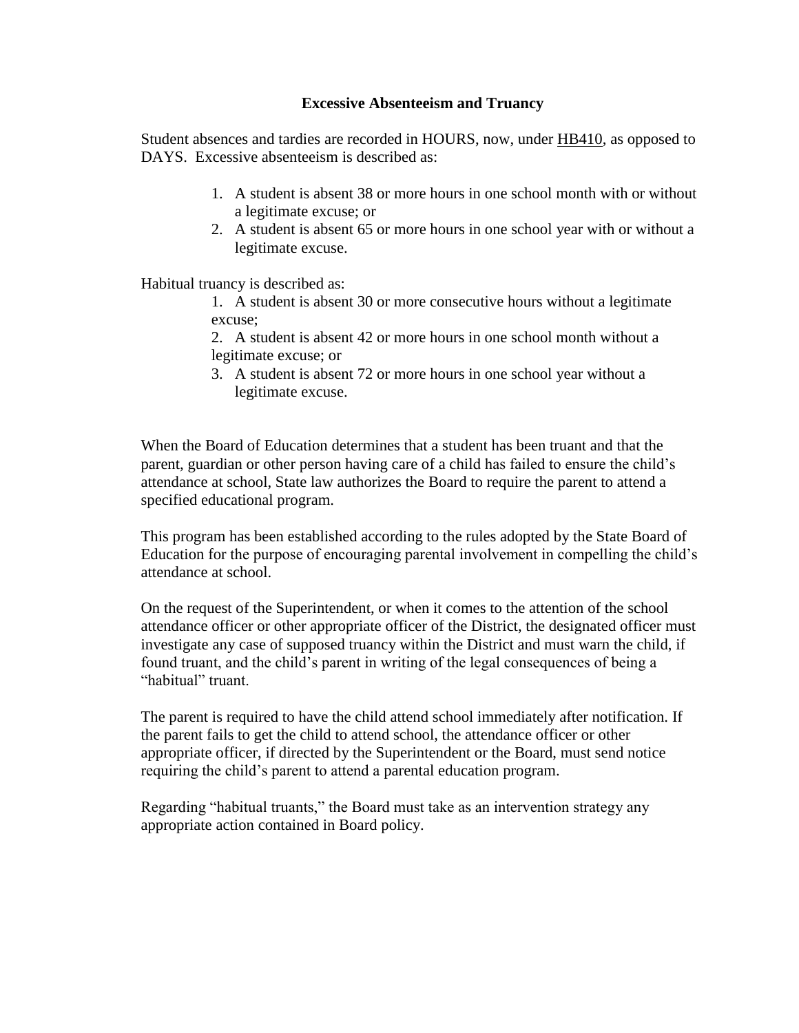## Excessive Absenteeism and Truancy

Student absences and tardies are recorded in HOURS, now, under HB410, as opposed to DAYS. Excessive absenteeism is described as:

1. A student is absent 38 or more hours in one school month with or without a legitimate excuse; or
2. A student is absent 65 or more hours in one school year with or without a legitimate excuse.

Habitual truancy is described as:

1. A student is absent 30 or more consecutive hours without a legitimate excuse;
2. A student is absent 42 or more hours in one school month without a legitimate excuse; or
3. A student is absent 72 or more hours in one school year without a legitimate excuse.

When the Board of Education determines that a student has been truant and that the parent, guardian or other person having care of a child has failed to ensure the child's attendance at school, State law authorizes the Board to require the parent to attend a specified educational program.

This program has been established according to the rules adopted by the State Board of Education for the purpose of encouraging parental involvement in compelling the child's attendance at school.

On the request of the Superintendent, or when it comes to the attention of the school attendance officer or other appropriate officer of the District, the designated officer must investigate any case of supposed truancy within the District and must warn the child, if found truant, and the child's parent in writing of the legal consequences of being a "habitual" truant.

The parent is required to have the child attend school immediately after notification. If the parent fails to get the child to attend school, the attendance officer or other appropriate officer, if directed by the Superintendent or the Board, must send notice requiring the child's parent to attend a parental education program.

Regarding "habitual truants," the Board must take as an intervention strategy any appropriate action contained in Board policy.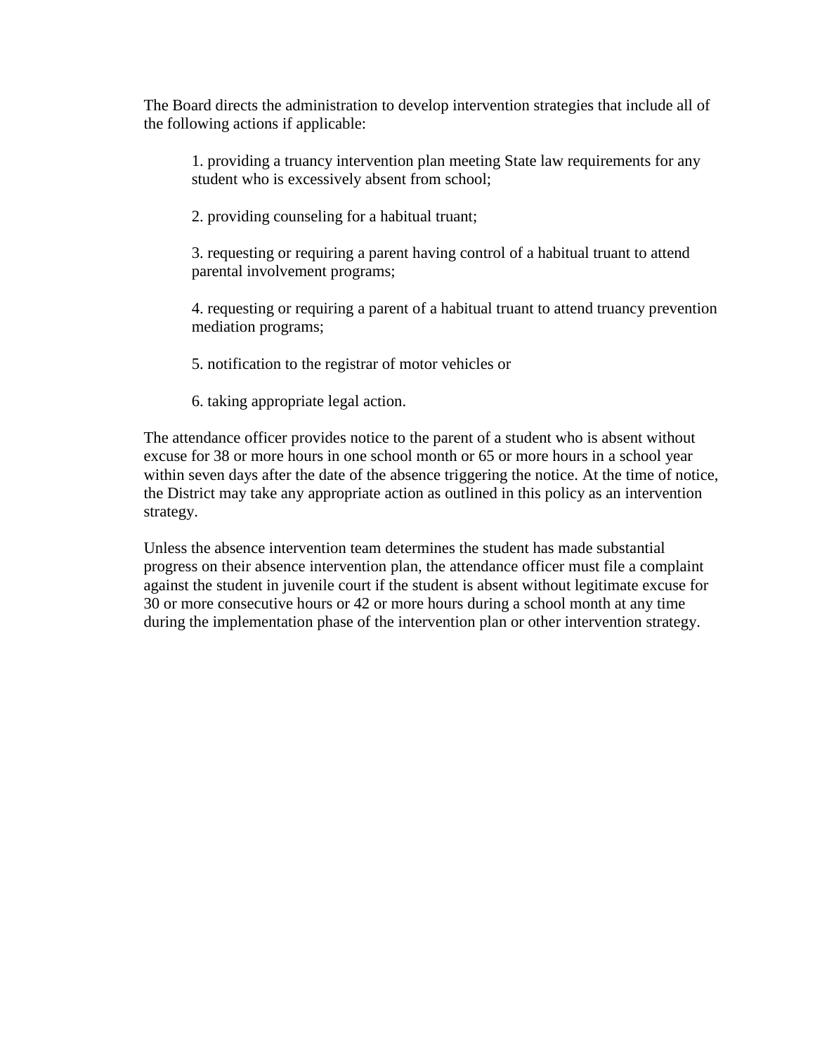The Board directs the administration to develop intervention strategies that include all of the following actions if applicable:

1. providing a truancy intervention plan meeting State law requirements for any student who is excessively absent from school;

2. providing counseling for a habitual truant;

3. requesting or requiring a parent having control of a habitual truant to attend parental involvement programs;

4. requesting or requiring a parent of a habitual truant to attend truancy prevention mediation programs;

5. notification to the registrar of motor vehicles or

6. taking appropriate legal action.

The attendance officer provides notice to the parent of a student who is absent without excuse for 38 or more hours in one school month or 65 or more hours in a school year within seven days after the date of the absence triggering the notice. At the time of notice, the District may take any appropriate action as outlined in this policy as an intervention strategy.

Unless the absence intervention team determines the student has made substantial progress on their absence intervention plan, the attendance officer must file a complaint against the student in juvenile court if the student is absent without legitimate excuse for 30 or more consecutive hours or 42 or more hours during a school month at any time during the implementation phase of the intervention plan or other intervention strategy.